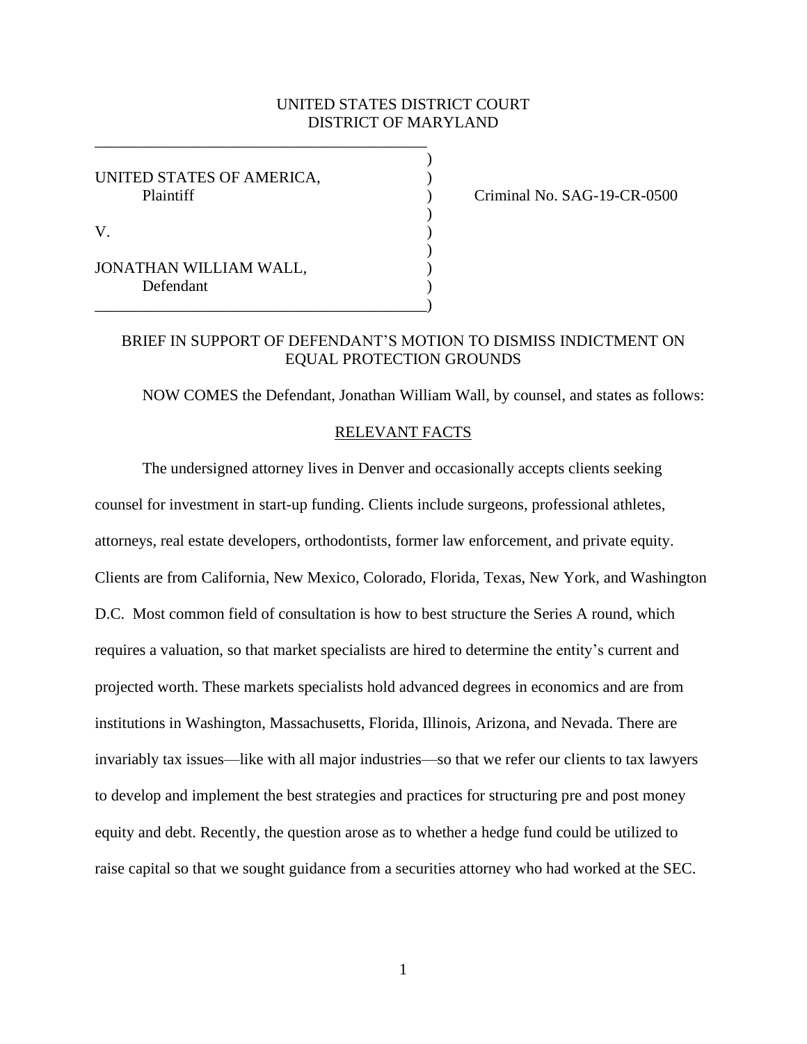UNITED STATES DISTRICT COURT
DISTRICT OF MARYLAND

| | |
|---|---|
| UNITED STATES OF AMERICA,<br>Plaintiff | Criminal No. SAG-19-CR-0500 |
| V. | |
| JONATHAN WILLIAM WALL,<br>Defendant | |

BRIEF IN SUPPORT OF DEFENDANT'S MOTION TO DISMISS INDICTMENT ON EQUAL PROTECTION GROUNDS

NOW COMES the Defendant, Jonathan William Wall, by counsel, and states as follows:

<u>RELEVANT FACTS</u>

The undersigned attorney lives in Denver and occasionally accepts clients seeking counsel for investment in start-up funding. Clients include surgeons, professional athletes, attorneys, real estate developers, orthodontists, former law enforcement, and private equity. Clients are from California, New Mexico, Colorado, Florida, Texas, New York, and Washington D.C. Most common field of consultation is how to best structure the Series A round, which requires a valuation, so that market specialists are hired to determine the entity's current and projected worth. These markets specialists hold advanced degrees in economics and are from institutions in Washington, Massachusetts, Florida, Illinois, Arizona, and Nevada. There are invariably tax issues—like with all major industries—so that we refer our clients to tax lawyers to develop and implement the best strategies and practices for structuring pre and post money equity and debt. Recently, the question arose as to whether a hedge fund could be utilized to raise capital so that we sought guidance from a securities attorney who had worked at the SEC.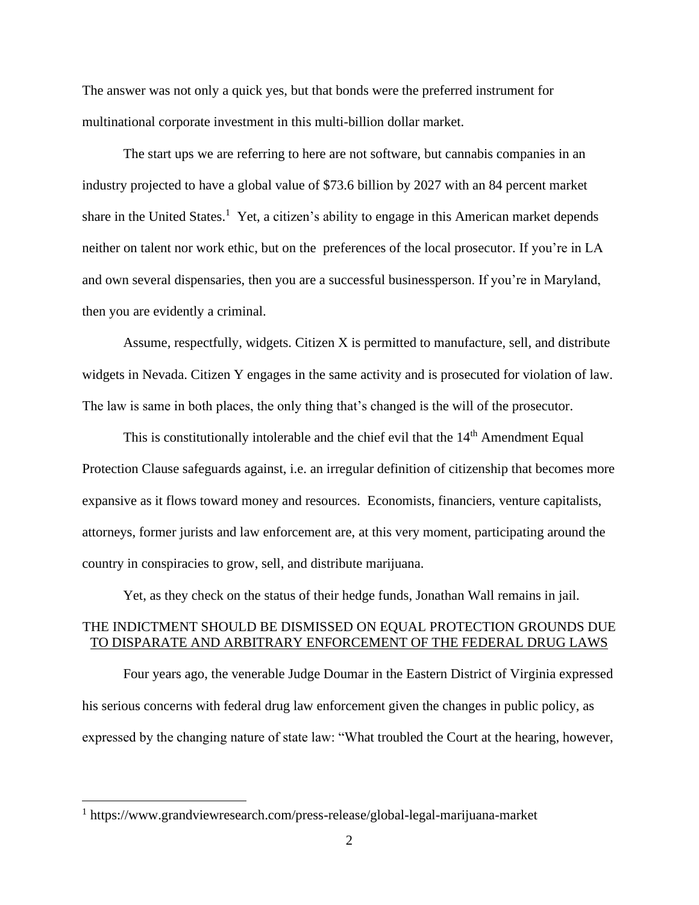The answer was not only a quick yes, but that bonds were the preferred instrument for multinational corporate investment in this multi-billion dollar market.

The start ups we are referring to here are not software, but cannabis companies in an industry projected to have a global value of $73.6 billion by 2027 with an 84 percent market share in the United States.[1] Yet, a citizen's ability to engage in this American market depends neither on talent nor work ethic, but on the preferences of the local prosecutor. If you're in LA and own several dispensaries, then you are a successful businessperson. If you're in Maryland, then you are evidently a criminal.

Assume, respectfully, widgets. Citizen X is permitted to manufacture, sell, and distribute widgets in Nevada. Citizen Y engages in the same activity and is prosecuted for violation of law. The law is same in both places, the only thing that's changed is the will of the prosecutor.

This is constitutionally intolerable and the chief evil that the 14th Amendment Equal Protection Clause safeguards against, i.e. an irregular definition of citizenship that becomes more expansive as it flows toward money and resources. Economists, financiers, venture capitalists, attorneys, former jurists and law enforcement are, at this very moment, participating around the country in conspiracies to grow, sell, and distribute marijuana.

Yet, as they check on the status of their hedge funds, Jonathan Wall remains in jail.

## THE INDICTMENT SHOULD BE DISMISSED ON EQUAL PROTECTION GROUNDS DUE TO DISPARATE AND ARBITRARY ENFORCEMENT OF THE FEDERAL DRUG LAWS

Four years ago, the venerable Judge Doumar in the Eastern District of Virginia expressed his serious concerns with federal drug law enforcement given the changes in public policy, as expressed by the changing nature of state law: "What troubled the Court at the hearing, however,

[1] https://www.grandviewresearch.com/press-release/global-legal-marijuana-market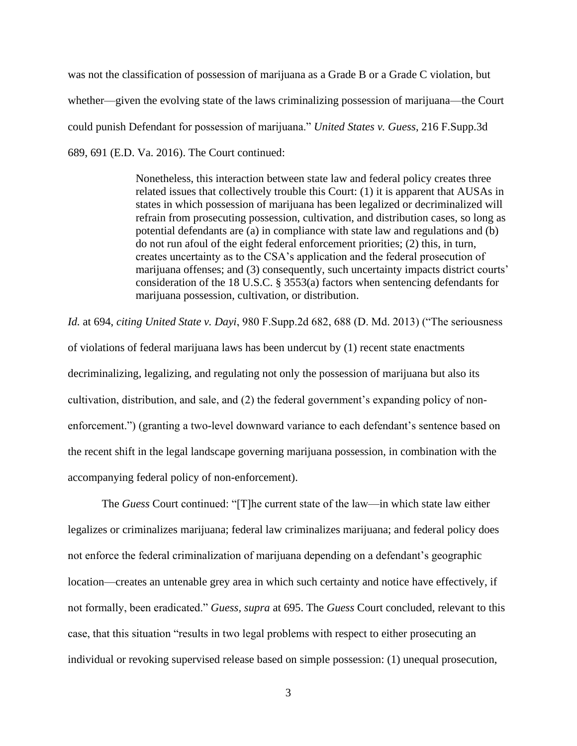was not the classification of possession of marijuana as a Grade B or a Grade C violation, but whether—given the evolving state of the laws criminalizing possession of marijuana—the Court could punish Defendant for possession of marijuana." *United States v. Guess*, 216 F.Supp.3d 689, 691 (E.D. Va. 2016). The Court continued:

> Nonetheless, this interaction between state law and federal policy creates three related issues that collectively trouble this Court: (1) it is apparent that AUSAs in states in which possession of marijuana has been legalized or decriminalized will refrain from prosecuting possession, cultivation, and distribution cases, so long as potential defendants are (a) in compliance with state law and regulations and (b) do not run afoul of the eight federal enforcement priorities; (2) this, in turn, creates uncertainty as to the CSA's application and the federal prosecution of marijuana offenses; and (3) consequently, such uncertainty impacts district courts' consideration of the 18 U.S.C. § 3553(a) factors when sentencing defendants for marijuana possession, cultivation, or distribution.

*Id.* at 694, *citing United State v. Dayi*, 980 F.Supp.2d 682, 688 (D. Md. 2013) ("The seriousness of violations of federal marijuana laws has been undercut by (1) recent state enactments decriminalizing, legalizing, and regulating not only the possession of marijuana but also its cultivation, distribution, and sale, and (2) the federal government's expanding policy of non-enforcement.") (granting a two-level downward variance to each defendant's sentence based on the recent shift in the legal landscape governing marijuana possession, in combination with the accompanying federal policy of non-enforcement).

The *Guess* Court continued: "[T]he current state of the law—in which state law either legalizes or criminalizes marijuana; federal law criminalizes marijuana; and federal policy does not enforce the federal criminalization of marijuana depending on a defendant's geographic location—creates an untenable grey area in which such certainty and notice have effectively, if not formally, been eradicated." *Guess*, *supra* at 695. The *Guess* Court concluded, relevant to this case, that this situation "results in two legal problems with respect to either prosecuting an individual or revoking supervised release based on simple possession: (1) unequal prosecution,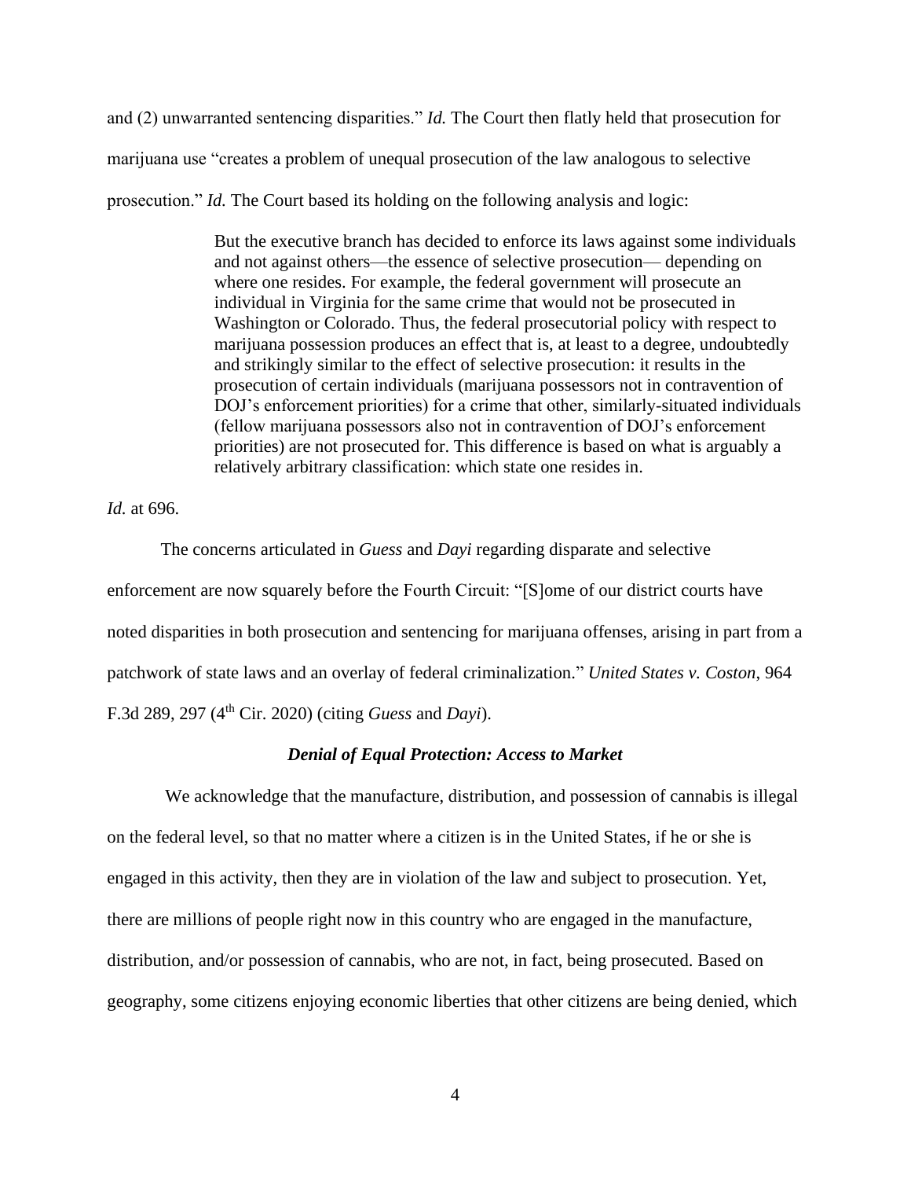and (2) unwarranted sentencing disparities." *Id.* The Court then flatly held that prosecution for marijuana use "creates a problem of unequal prosecution of the law analogous to selective prosecution." *Id.* The Court based its holding on the following analysis and logic:

> But the executive branch has decided to enforce its laws against some individuals and not against others—the essence of selective prosecution— depending on where one resides. For example, the federal government will prosecute an individual in Virginia for the same crime that would not be prosecuted in Washington or Colorado. Thus, the federal prosecutorial policy with respect to marijuana possession produces an effect that is, at least to a degree, undoubtedly and strikingly similar to the effect of selective prosecution: it results in the prosecution of certain individuals (marijuana possessors not in contravention of DOJ's enforcement priorities) for a crime that other, similarly-situated individuals (fellow marijuana possessors also not in contravention of DOJ's enforcement priorities) are not prosecuted for. This difference is based on what is arguably a relatively arbitrary classification: which state one resides in.

*Id.* at 696.

The concerns articulated in *Guess* and *Dayi* regarding disparate and selective enforcement are now squarely before the Fourth Circuit: "[S]ome of our district courts have noted disparities in both prosecution and sentencing for marijuana offenses, arising in part from a patchwork of state laws and an overlay of federal criminalization." *United States v. Coston*, 964 F.3d 289, 297 (4th Cir. 2020) (citing *Guess* and *Dayi*).

### *Denial of Equal Protection: Access to Market*

We acknowledge that the manufacture, distribution, and possession of cannabis is illegal on the federal level, so that no matter where a citizen is in the United States, if he or she is engaged in this activity, then they are in violation of the law and subject to prosecution. Yet, there are millions of people right now in this country who are engaged in the manufacture, distribution, and/or possession of cannabis, who are not, in fact, being prosecuted. Based on geography, some citizens enjoying economic liberties that other citizens are being denied, which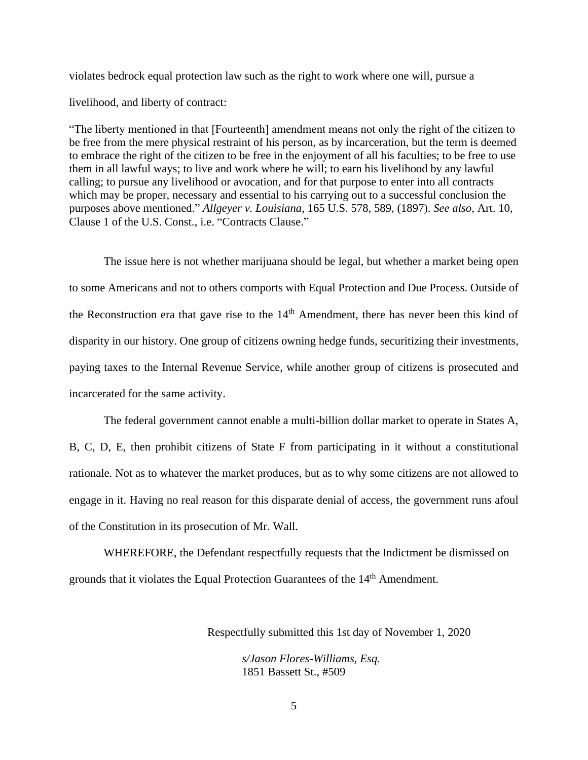violates bedrock equal protection law such as the right to work where one will, pursue a livelihood, and liberty of contract:

> "The liberty mentioned in that [Fourteenth] amendment means not only the right of the citizen to be free from the mere physical restraint of his person, as by incarceration, but the term is deemed to embrace the right of the citizen to be free in the enjoyment of all his faculties; to be free to use them in all lawful ways; to live and work where he will; to earn his livelihood by any lawful calling; to pursue any livelihood or avocation, and for that purpose to enter into all contracts which may be proper, necessary and essential to his carrying out to a successful conclusion the purposes above mentioned." *Allgeyer v. Louisiana*, 165 U.S. 578, 589, (1897). *See also*, Art. 10, Clause 1 of the U.S. Const., i.e. "Contracts Clause."

The issue here is not whether marijuana should be legal, but whether a market being open to some Americans and not to others comports with Equal Protection and Due Process. Outside of the Reconstruction era that gave rise to the 14th Amendment, there has never been this kind of disparity in our history. One group of citizens owning hedge funds, securitizing their investments, paying taxes to the Internal Revenue Service, while another group of citizens is prosecuted and incarcerated for the same activity.

The federal government cannot enable a multi-billion dollar market to operate in States A, B, C, D, E, then prohibit citizens of State F from participating in it without a constitutional rationale. Not as to whatever the market produces, but as to why some citizens are not allowed to engage in it. Having no real reason for this disparate denial of access, the government runs afoul of the Constitution in its prosecution of Mr. Wall.

WHEREFORE, the Defendant respectfully requests that the Indictment be dismissed on grounds that it violates the Equal Protection Guarantees of the 14th Amendment.

Respectfully submitted this 1st day of November 1, 2020

s/Jason Flores-Williams, Esq.
1851 Bassett St., #509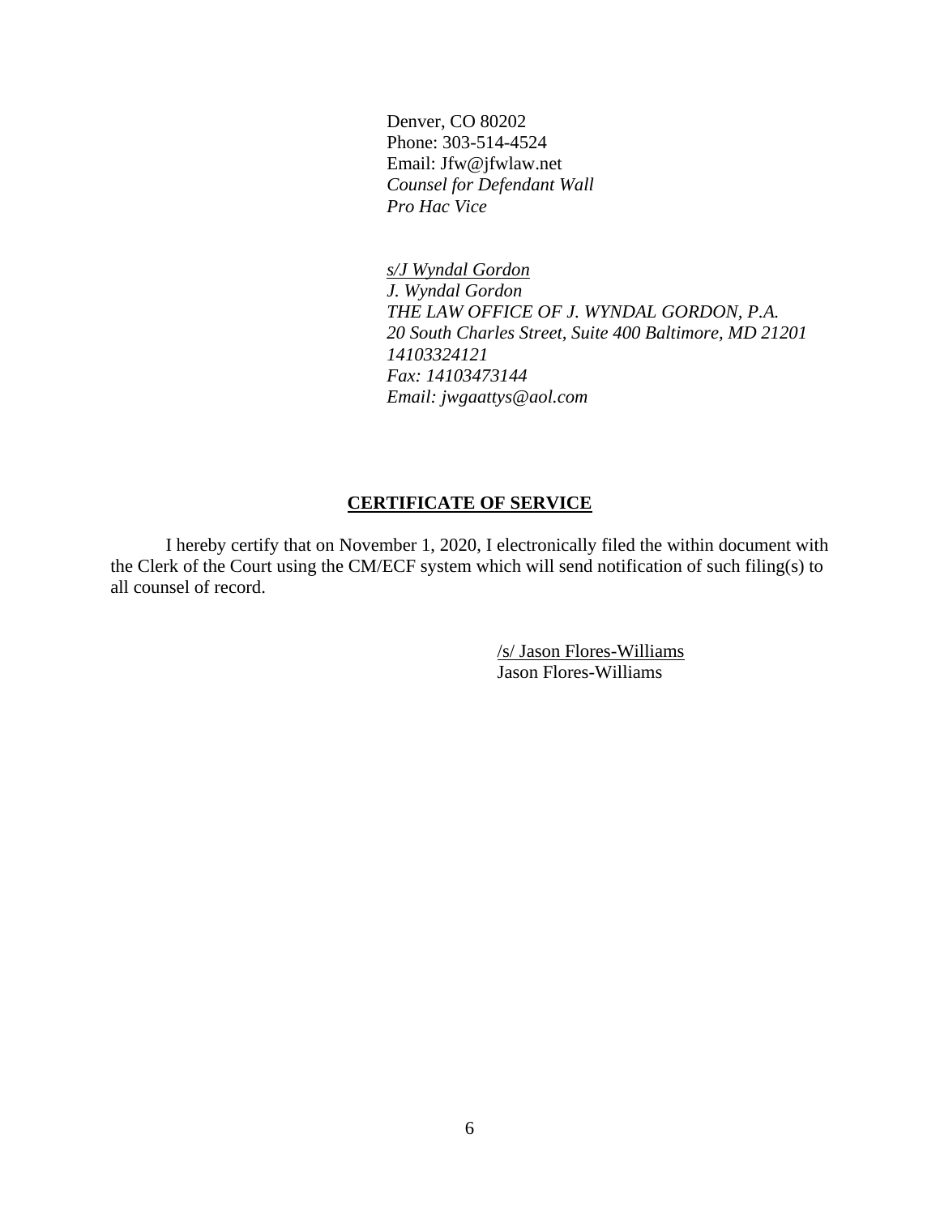Denver, CO 80202
Phone: 303-514-4524
Email: Jfw@jfwlaw.net
*Counsel for Defendant Wall*
*Pro Hac Vice*

*s/J Wyndal Gordon*
*J. Wyndal Gordon*
*THE LAW OFFICE OF J. WYNDAL GORDON, P.A.*
*20 South Charles Street, Suite 400 Baltimore, MD 21201*
*14103324121*
*Fax: 14103473144*
*Email: jwgaattys@aol.com*

**CERTIFICATE OF SERVICE**

I hereby certify that on November 1, 2020, I electronically filed the within document with the Clerk of the Court using the CM/ECF system which will send notification of such filing(s) to all counsel of record.

/s/ Jason Flores-Williams
Jason Flores-Williams